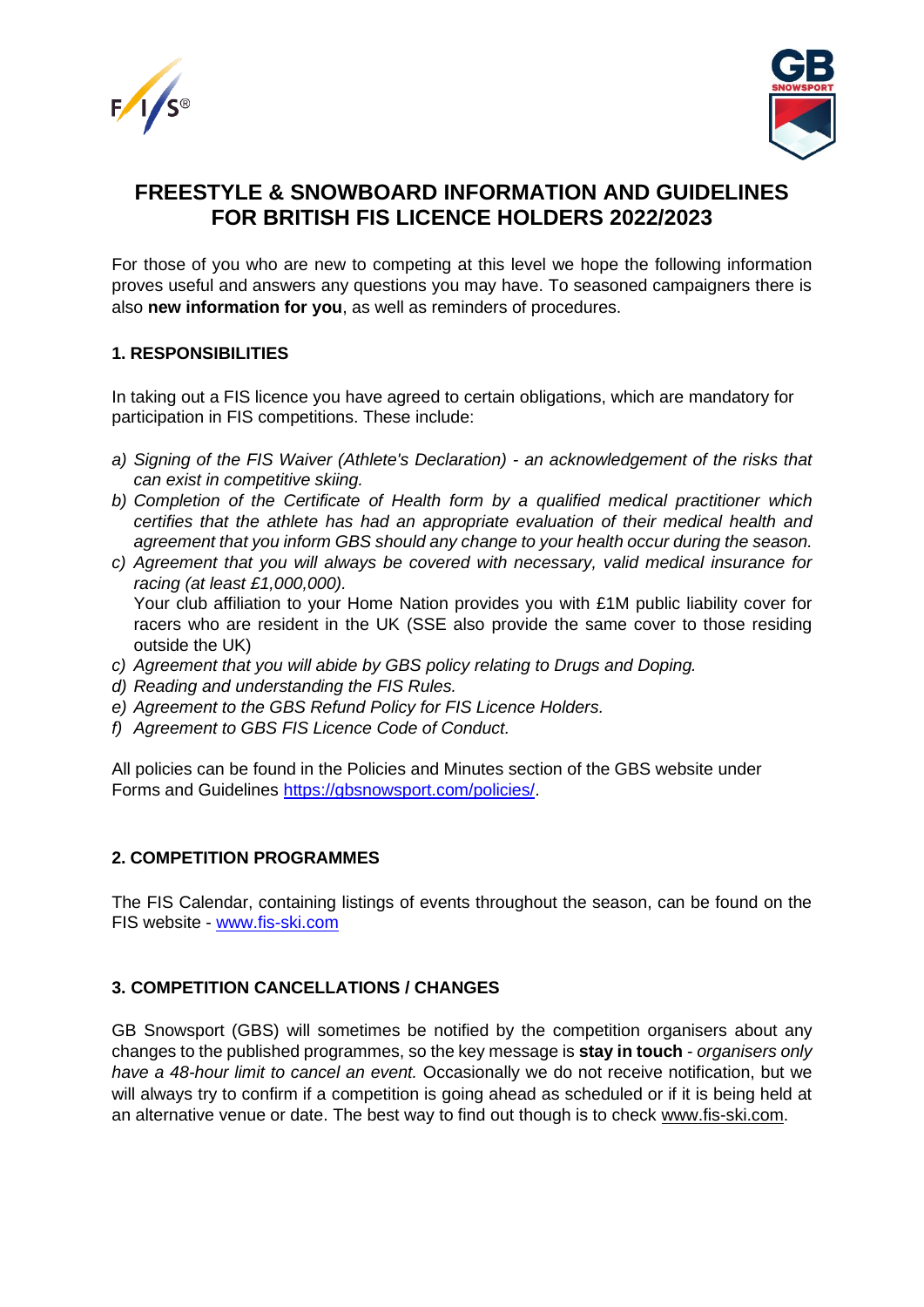# FREESTYLE & SNOWBOARD INFORMATION AND GUIDELINES FOR BRITISH FIS LICENCE HOLDERS 2022/2023

For those of you who are new to competing at this level we hope the following information proves useful and answers any questions you may have. To seasoned campaigners there is also **new information for you**, as well as reminders of procedures.

## 1. RESPONSIBILITIES

In taking out a FIS licence you have agreed to certain obligations, which are mandatory for participation in FIS competitions. These include:

a) *Signing of the FIS Waiver (Athlete's Declaration) - an acknowledgement of the risks that can exist in competitive skiing.*

b) *Completion of the Certificate of Health form by a qualified medical practitioner which certifies that the athlete has had an appropriate evaluation of their medical health and agreement that you inform GBS should any change to your health occur during the season.*

c) *Agreement that you will always be covered with necessary, valid medical insurance for racing (at least £1,000,000).*
   Your club affiliation to your Home Nation provides you with £1M public liability cover for racers who are resident in the UK (SSE also provide the same cover to those residing outside the UK)

c) *Agreement that you will abide by GBS policy relating to Drugs and Doping.*

d) *Reading and understanding the FIS Rules.*

e) *Agreement to the GBS Refund Policy for FIS Licence Holders.*

f) *Agreement to GBS FIS Licence Code of Conduct.*

All policies can be found in the Policies and Minutes section of the GBS website under Forms and Guidelines https://gbsnowsport.com/policies/.

## 2. COMPETITION PROGRAMMES

The FIS Calendar, containing listings of events throughout the season, can be found on the FIS website - www.fis-ski.com

## 3. COMPETITION CANCELLATIONS / CHANGES

GB Snowsport (GBS) will sometimes be notified by the competition organisers about any changes to the published programmes, so the key message is **stay in touch** - *organisers only have a 48-hour limit to cancel an event.* Occasionally we do not receive notification, but we will always try to confirm if a competition is going ahead as scheduled or if it is being held at an alternative venue or date. The best way to find out though is to check www.fis-ski.com.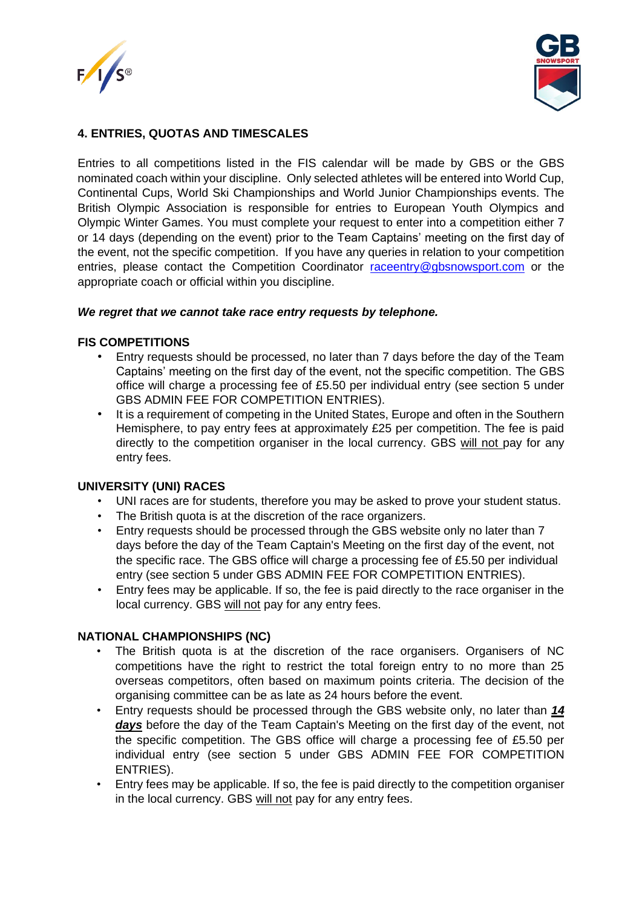## 4. ENTRIES, QUOTAS AND TIMESCALES

Entries to all competitions listed in the FIS calendar will be made by GBS or the GBS nominated coach within your discipline. Only selected athletes will be entered into World Cup, Continental Cups, World Ski Championships and World Junior Championships events. The British Olympic Association is responsible for entries to European Youth Olympics and Olympic Winter Games. You must complete your request to enter into a competition either 7 or 14 days (depending on the event) prior to the Team Captains' meeting on the first day of the event, not the specific competition. If you have any queries in relation to your competition entries, please contact the Competition Coordinator [raceentry@gbsnowsport.com](mailto:raceentry@gbsnowsport.com) or the appropriate coach or official within you discipline.

***We regret that we cannot take race entry requests by telephone.***

### FIS COMPETITIONS

- Entry requests should be processed, no later than 7 days before the day of the Team Captains' meeting on the first day of the event, not the specific competition. The GBS office will charge a processing fee of £5.50 per individual entry (see section 5 under GBS ADMIN FEE FOR COMPETITION ENTRIES).
- It is a requirement of competing in the United States, Europe and often in the Southern Hemisphere, to pay entry fees at approximately £25 per competition. The fee is paid directly to the competition organiser in the local currency. GBS <u>will not</u> pay for any entry fees.

### UNIVERSITY (UNI) RACES

- UNI races are for students, therefore you may be asked to prove your student status.
- The British quota is at the discretion of the race organizers.
- Entry requests should be processed through the GBS website only no later than 7 days before the day of the Team Captain's Meeting on the first day of the event, not the specific race. The GBS office will charge a processing fee of £5.50 per individual entry (see section 5 under GBS ADMIN FEE FOR COMPETITION ENTRIES).
- Entry fees may be applicable. If so, the fee is paid directly to the race organiser in the local currency. GBS <u>will not</u> pay for any entry fees.

### NATIONAL CHAMPIONSHIPS (NC)

- The British quota is at the discretion of the race organisers. Organisers of NC competitions have the right to restrict the total foreign entry to no more than 25 overseas competitors, often based on maximum points criteria. The decision of the organising committee can be as late as 24 hours before the event.
- Entry requests should be processed through the GBS website only, no later than ***<u>14 days</u>*** before the day of the Team Captain's Meeting on the first day of the event, not the specific competition. The GBS office will charge a processing fee of £5.50 per individual entry (see section 5 under GBS ADMIN FEE FOR COMPETITION ENTRIES).
- Entry fees may be applicable. If so, the fee is paid directly to the competition organiser in the local currency. GBS <u>will not</u> pay for any entry fees.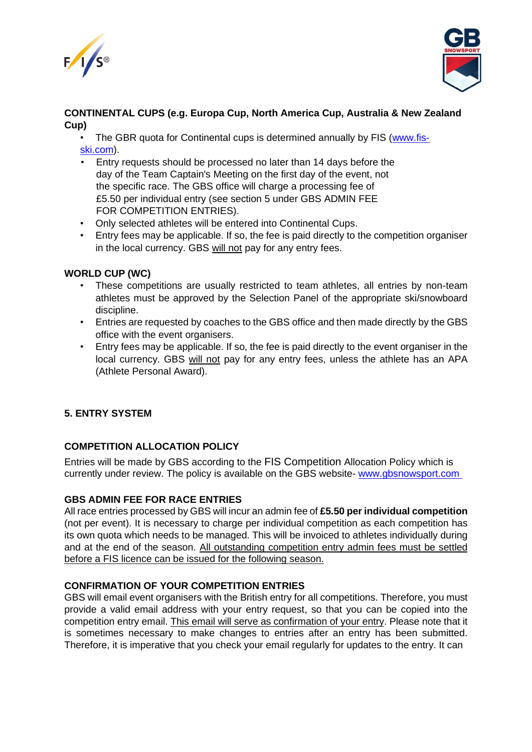**CONTINENTAL CUPS (e.g. Europa Cup, North America Cup, Australia & New Zealand Cup)**

- The GBR quota for Continental cups is determined annually by FIS (www.fis-ski.com).
- Entry requests should be processed no later than 14 days before the day of the Team Captain's Meeting on the first day of the event, not the specific race. The GBS office will charge a processing fee of £5.50 per individual entry (see section 5 under GBS ADMIN FEE FOR COMPETITION ENTRIES).
- Only selected athletes will be entered into Continental Cups.
- Entry fees may be applicable. If so, the fee is paid directly to the competition organiser in the local currency. GBS will not pay for any entry fees.

**WORLD CUP (WC)**

- These competitions are usually restricted to team athletes, all entries by non-team athletes must be approved by the Selection Panel of the appropriate ski/snowboard discipline.
- Entries are requested by coaches to the GBS office and then made directly by the GBS office with the event organisers.
- Entry fees may be applicable. If so, the fee is paid directly to the event organiser in the local currency. GBS will not pay for any entry fees, unless the athlete has an APA (Athlete Personal Award).

## 5. ENTRY SYSTEM

### COMPETITION ALLOCATION POLICY

Entries will be made by GBS according to the FIS Competition Allocation Policy which is currently under review. The policy is available on the GBS website- www.gbsnowsport.com

### GBS ADMIN FEE FOR RACE ENTRIES

All race entries processed by GBS will incur an admin fee of **£5.50 per individual competition** (not per event). It is necessary to charge per individual competition as each competition has its own quota which needs to be managed. This will be invoiced to athletes individually during and at the end of the season. All outstanding competition entry admin fees must be settled before a FIS licence can be issued for the following season.

### CONFIRMATION OF YOUR COMPETITION ENTRIES

GBS will email event organisers with the British entry for all competitions. Therefore, you must provide a valid email address with your entry request, so that you can be copied into the competition entry email. This email will serve as confirmation of your entry. Please note that it is sometimes necessary to make changes to entries after an entry has been submitted. Therefore, it is imperative that you check your email regularly for updates to the entry. It can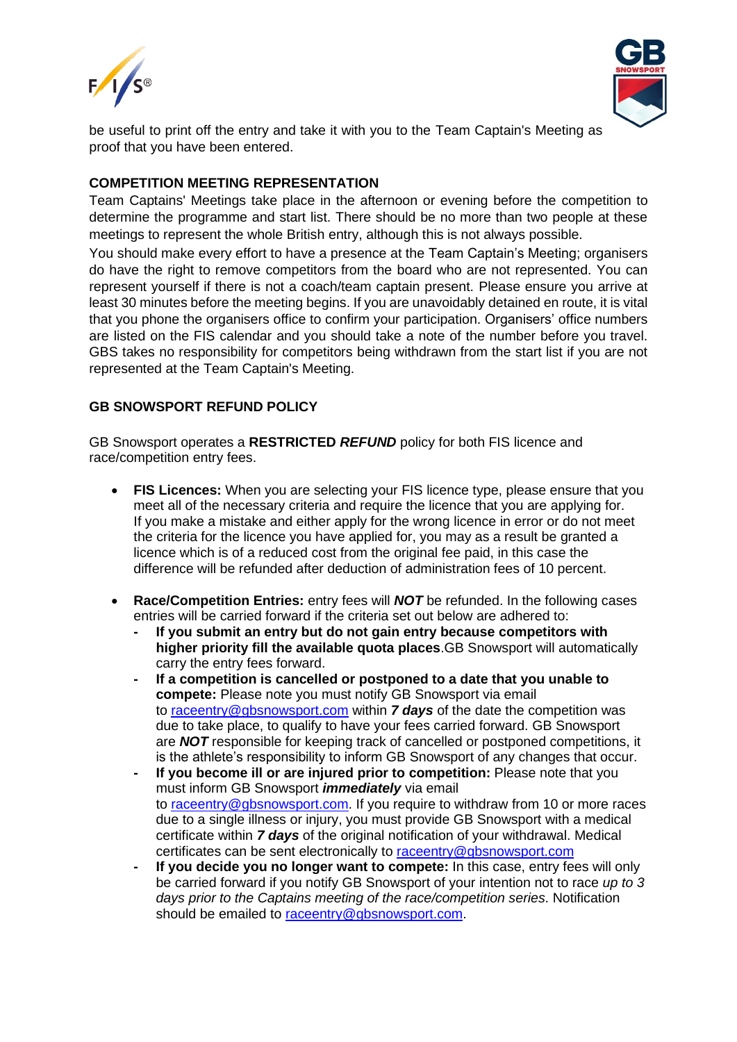be useful to print off the entry and take it with you to the Team Captain's Meeting as proof that you have been entered.

## COMPETITION MEETING REPRESENTATION

Team Captains' Meetings take place in the afternoon or evening before the competition to determine the programme and start list. There should be no more than two people at these meetings to represent the whole British entry, although this is not always possible.

You should make every effort to have a presence at the Team Captain's Meeting; organisers do have the right to remove competitors from the board who are not represented. You can represent yourself if there is not a coach/team captain present. Please ensure you arrive at least 30 minutes before the meeting begins. If you are unavoidably detained en route, it is vital that you phone the organisers office to confirm your participation. Organisers' office numbers are listed on the FIS calendar and you should take a note of the number before you travel. GBS takes no responsibility for competitors being withdrawn from the start list if you are not represented at the Team Captain's Meeting.

## GB SNOWSPORT REFUND POLICY

GB Snowsport operates a **RESTRICTED *REFUND*** policy for both FIS licence and race/competition entry fees.

- **FIS Licences:** When you are selecting your FIS licence type, please ensure that you meet all of the necessary criteria and require the licence that you are applying for. If you make a mistake and either apply for the wrong licence in error or do not meet the criteria for the licence you have applied for, you may as a result be granted a licence which is of a reduced cost from the original fee paid, in this case the difference will be refunded after deduction of administration fees of 10 percent.

- **Race/Competition Entries:** entry fees will ***NOT*** be refunded. In the following cases entries will be carried forward if the criteria set out below are adhered to:
  - **If you submit an entry but do not gain entry because competitors with higher priority fill the available quota places**.GB Snowsport will automatically carry the entry fees forward.
  - **If a competition is cancelled or postponed to a date that you unable to compete:** Please note you must notify GB Snowsport via email to raceentry@gbsnowsport.com within ***7 days*** of the date the competition was due to take place, to qualify to have your fees carried forward. GB Snowsport are ***NOT*** responsible for keeping track of cancelled or postponed competitions, it is the athlete's responsibility to inform GB Snowsport of any changes that occur.
  - **If you become ill or are injured prior to competition:** Please note that you must inform GB Snowsport ***immediately*** via email to raceentry@gbsnowsport.com. If you require to withdraw from 10 or more races due to a single illness or injury, you must provide GB Snowsport with a medical certificate within ***7 days*** of the original notification of your withdrawal. Medical certificates can be sent electronically to raceentry@gbsnowsport.com
  - **If you decide you no longer want to compete:** In this case, entry fees will only be carried forward if you notify GB Snowsport of your intention not to race *up to 3 days prior to the Captains meeting of the race/competition series*. Notification should be emailed to raceentry@gbsnowsport.com.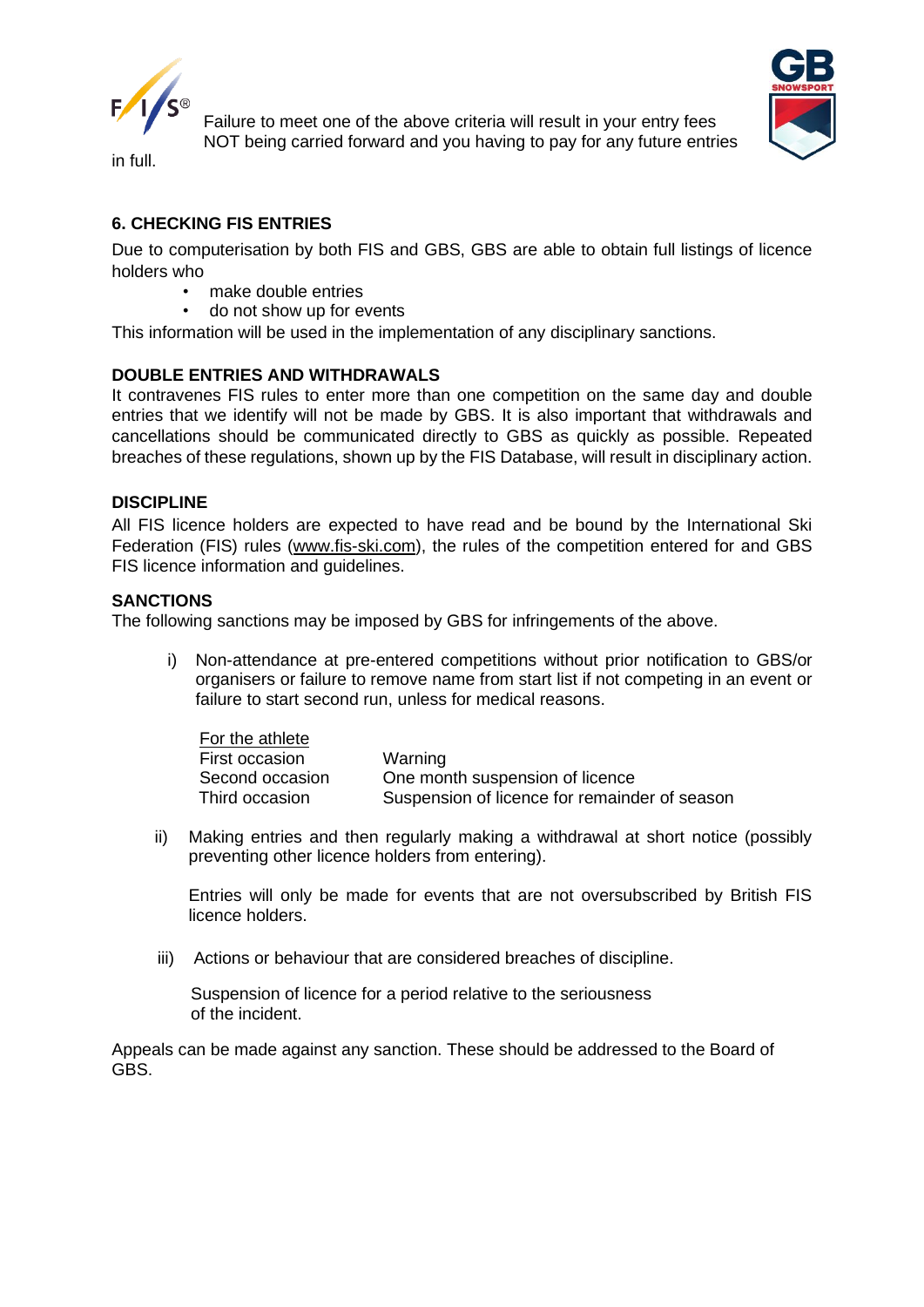Failure to meet one of the above criteria will result in your entry fees NOT being carried forward and you having to pay for any future entries in full.

## 6. CHECKING FIS ENTRIES

Due to computerisation by both FIS and GBS, GBS are able to obtain full listings of licence holders who

- make double entries
- do not show up for events

This information will be used in the implementation of any disciplinary sanctions.

## DOUBLE ENTRIES AND WITHDRAWALS

It contravenes FIS rules to enter more than one competition on the same day and double entries that we identify will not be made by GBS. It is also important that withdrawals and cancellations should be communicated directly to GBS as quickly as possible. Repeated breaches of these regulations, shown up by the FIS Database, will result in disciplinary action.

## DISCIPLINE

All FIS licence holders are expected to have read and be bound by the International Ski Federation (FIS) rules (www.fis-ski.com), the rules of the competition entered for and GBS FIS licence information and guidelines.

## SANCTIONS

The following sanctions may be imposed by GBS for infringements of the above.

i) Non-attendance at pre-entered competitions without prior notification to GBS/or organisers or failure to remove name from start list if not competing in an event or failure to start second run, unless for medical reasons.

| For the athlete | |
|---|---|
| First occasion | Warning |
| Second occasion | One month suspension of licence |
| Third occasion | Suspension of licence for remainder of season |

ii) Making entries and then regularly making a withdrawal at short notice (possibly preventing other licence holders from entering).

Entries will only be made for events that are not oversubscribed by British FIS licence holders.

iii) Actions or behaviour that are considered breaches of discipline.

Suspension of licence for a period relative to the seriousness of the incident.

Appeals can be made against any sanction. These should be addressed to the Board of GBS.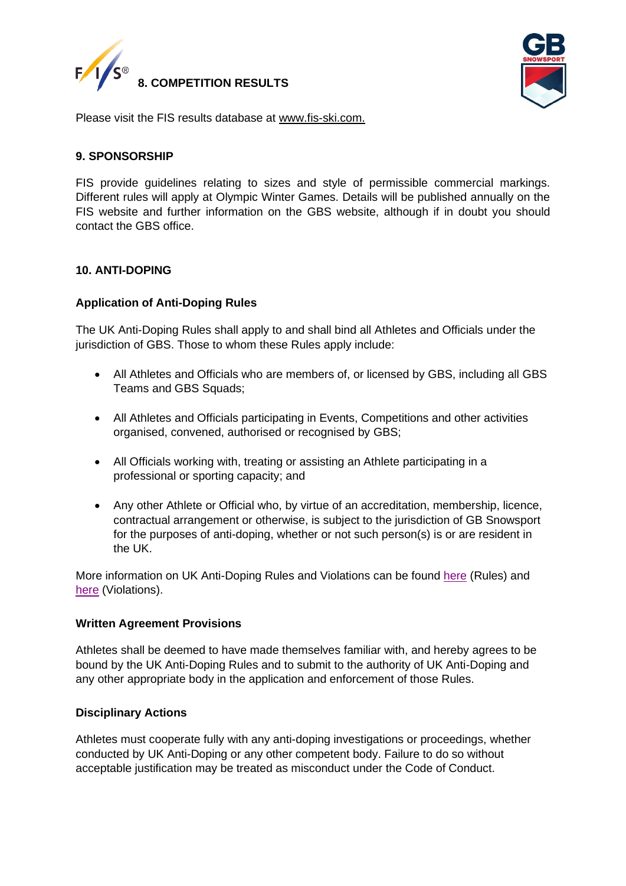## 8. COMPETITION RESULTS

Please visit the FIS results database at www.fis-ski.com.

## 9. SPONSORSHIP

FIS provide guidelines relating to sizes and style of permissible commercial markings. Different rules will apply at Olympic Winter Games. Details will be published annually on the FIS website and further information on the GBS website, although if in doubt you should contact the GBS office.

## 10. ANTI-DOPING

### Application of Anti-Doping Rules

The UK Anti-Doping Rules shall apply to and shall bind all Athletes and Officials under the jurisdiction of GBS. Those to whom these Rules apply include:

- All Athletes and Officials who are members of, or licensed by GBS, including all GBS Teams and GBS Squads;
- All Athletes and Officials participating in Events, Competitions and other activities organised, convened, authorised or recognised by GBS;
- All Officials working with, treating or assisting an Athlete participating in a professional or sporting capacity; and
- Any other Athlete or Official who, by virtue of an accreditation, membership, licence, contractual arrangement or otherwise, is subject to the jurisdiction of GB Snowsport for the purposes of anti-doping, whether or not such person(s) is or are resident in the UK.

More information on UK Anti-Doping Rules and Violations can be found here (Rules) and here (Violations).

### Written Agreement Provisions

Athletes shall be deemed to have made themselves familiar with, and hereby agrees to be bound by the UK Anti-Doping Rules and to submit to the authority of UK Anti-Doping and any other appropriate body in the application and enforcement of those Rules.

### Disciplinary Actions

Athletes must cooperate fully with any anti-doping investigations or proceedings, whether conducted by UK Anti-Doping or any other competent body. Failure to do so without acceptable justification may be treated as misconduct under the Code of Conduct.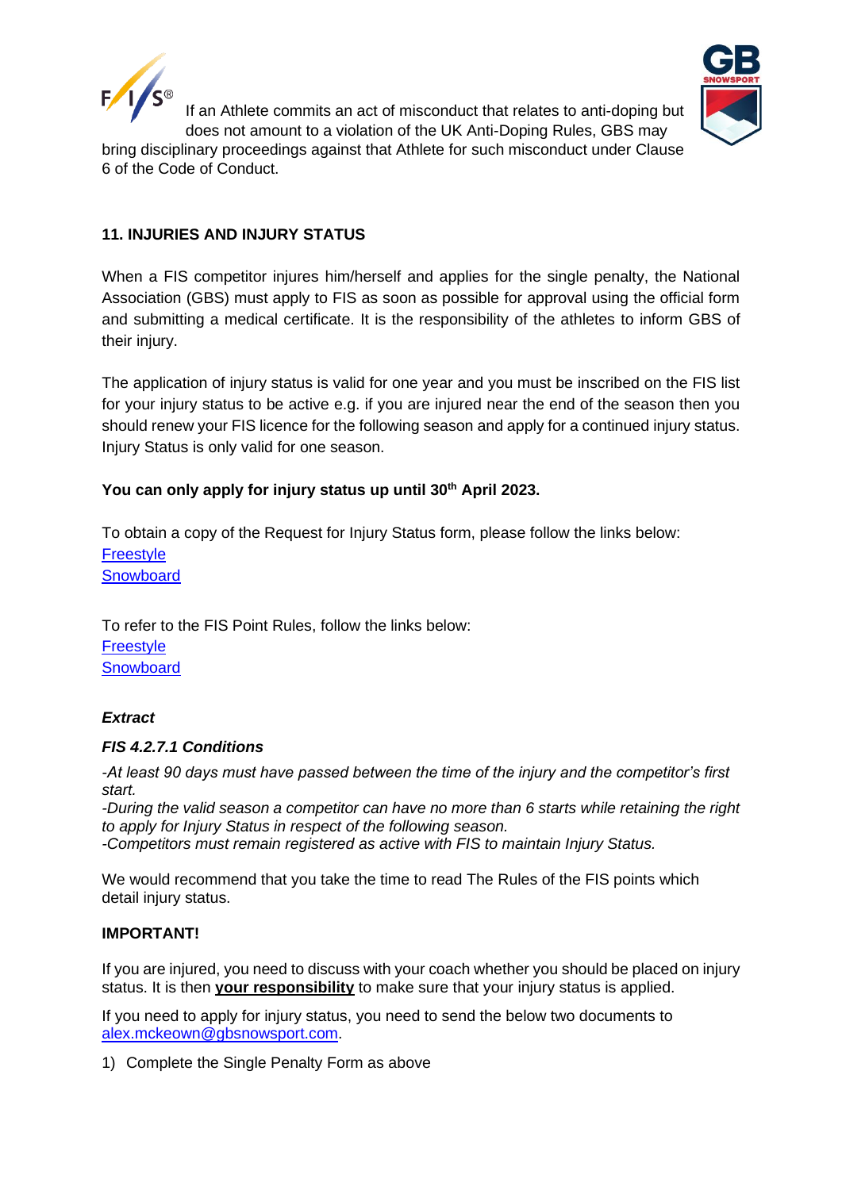If an Athlete commits an act of misconduct that relates to anti-doping but does not amount to a violation of the UK Anti-Doping Rules, GBS may bring disciplinary proceedings against that Athlete for such misconduct under Clause 6 of the Code of Conduct.

## 11. INJURIES AND INJURY STATUS

When a FIS competitor injures him/herself and applies for the single penalty, the National Association (GBS) must apply to FIS as soon as possible for approval using the official form and submitting a medical certificate. It is the responsibility of the athletes to inform GBS of their injury.

The application of injury status is valid for one year and you must be inscribed on the FIS list for your injury status to be active e.g. if you are injured near the end of the season then you should renew your FIS licence for the following season and apply for a continued injury status. Injury Status is only valid for one season.

**You can only apply for injury status up until 30th April 2023.**

To obtain a copy of the Request for Injury Status form, please follow the links below:
Freestyle
Snowboard

To refer to the FIS Point Rules, follow the links below:
Freestyle
Snowboard

***Extract***

***FIS 4.2.7.1 Conditions***

*-At least 90 days must have passed between the time of the injury and the competitor's first start.*
*-During the valid season a competitor can have no more than 6 starts while retaining the right to apply for Injury Status in respect of the following season.*
*-Competitors must remain registered as active with FIS to maintain Injury Status.*

We would recommend that you take the time to read The Rules of the FIS points which detail injury status.

**IMPORTANT!**

If you are injured, you need to discuss with your coach whether you should be placed on injury status. It is then **your responsibility** to make sure that your injury status is applied.

If you need to apply for injury status, you need to send the below two documents to alex.mckeown@gbsnowsport.com.

1) Complete the Single Penalty Form as above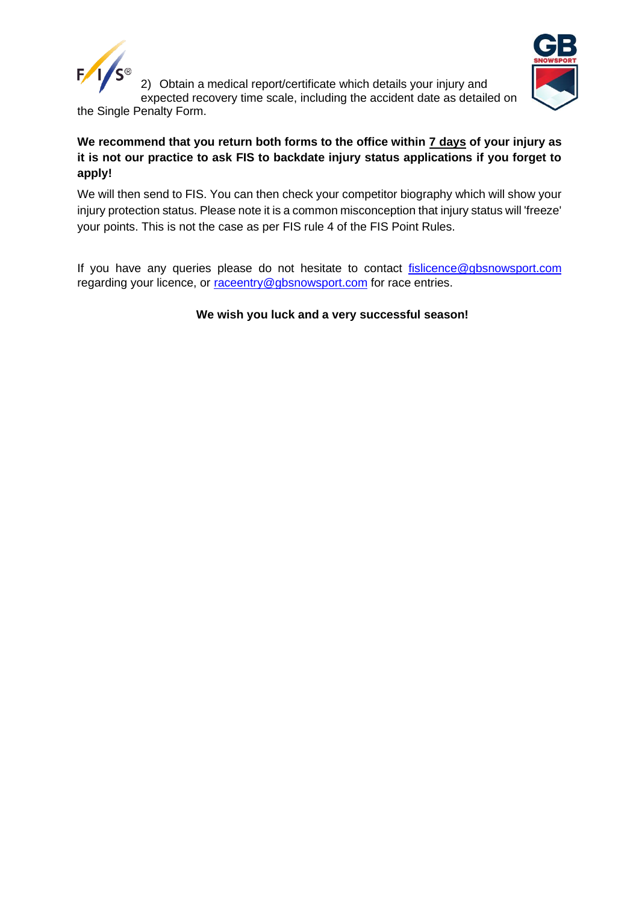2) Obtain a medical report/certificate which details your injury and expected recovery time scale, including the accident date as detailed on the Single Penalty Form.

**We recommend that you return both forms to the office within <u>7 days</u> of your injury as it is not our practice to ask FIS to backdate injury status applications if you forget to apply!**

We will then send to FIS. You can then check your competitor biography which will show your injury protection status. Please note it is a common misconception that injury status will 'freeze' your points. This is not the case as per FIS rule 4 of the FIS Point Rules.

If you have any queries please do not hesitate to contact fislicence@gbsnowsport.com regarding your licence, or raceentry@gbsnowsport.com for race entries.

**We wish you luck and a very successful season!**